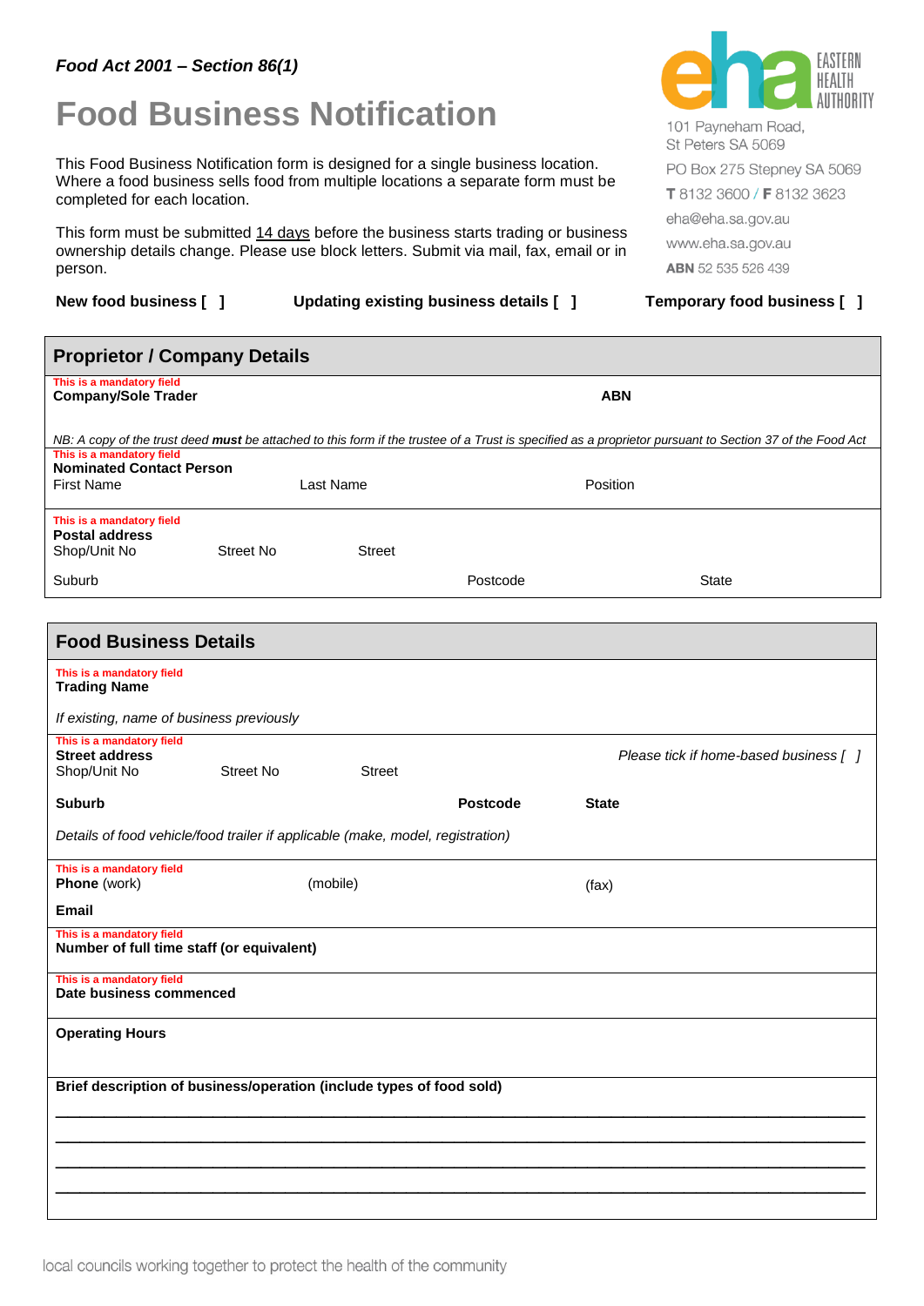*Food Act 2001 – Section 86(1)*

# Food Business Notification

EASTERN HEALTH AUTHORITY

101 Payneham Road,
St Peters SA 5069

PO Box 275 Stepney SA 5069

**T** 8132 3600 / **F** 8132 3623

eha@eha.sa.gov.au

www.eha.sa.gov.au

**ABN** 52 535 526 439

This Food Business Notification form is designed for a single business location. Where a food business sells food from multiple locations a separate form must be completed for each location.

This form must be submitted 14 days before the business starts trading or business ownership details change. Please use block letters. Submit via mail, fax, email or in person.

**New food business [ ]** **Updating existing business details [ ]** **Temporary food business [ ]**

## Proprietor / Company Details

This is a mandatory field
**Company/Sole Trader** **ABN**

*NB: A copy of the trust deed **must** be attached to this form if the trustee of a Trust is specified as a proprietor pursuant to Section 37 of the Food Act*

This is a mandatory field
**Nominated Contact Person**
First Name Last Name Position

This is a mandatory field
**Postal address**
Shop/Unit No Street No Street

Suburb Postcode State

## Food Business Details

This is a mandatory field
**Trading Name**

*If existing, name of business previously*

This is a mandatory field
**Street address** *Please tick if home-based business [ ]*
Shop/Unit No Street No Street

**Suburb** **Postcode** **State**

*Details of food vehicle/food trailer if applicable (make, model, registration)*

This is a mandatory field
**Phone** (work) (mobile) (fax)

**Email**

This is a mandatory field
**Number of full time staff (or equivalent)**

This is a mandatory field
**Date business commenced**

**Operating Hours**

**Brief description of business/operation (include types of food sold)**

\_\_\_\_\_\_\_\_\_\_\_\_\_\_\_\_\_\_\_\_\_\_\_\_\_\_\_\_\_\_\_\_\_\_\_\_\_\_\_\_\_\_\_\_\_\_\_\_\_\_\_\_\_\_\_\_\_\_\_\_\_\_\_\_\_\_\_\_\_\_\_\_\_\_\_\_\_\_\_\_

\_\_\_\_\_\_\_\_\_\_\_\_\_\_\_\_\_\_\_\_\_\_\_\_\_\_\_\_\_\_\_\_\_\_\_\_\_\_\_\_\_\_\_\_\_\_\_\_\_\_\_\_\_\_\_\_\_\_\_\_\_\_\_\_\_\_\_\_\_\_\_\_\_\_\_\_\_\_\_\_

\_\_\_\_\_\_\_\_\_\_\_\_\_\_\_\_\_\_\_\_\_\_\_\_\_\_\_\_\_\_\_\_\_\_\_\_\_\_\_\_\_\_\_\_\_\_\_\_\_\_\_\_\_\_\_\_\_\_\_\_\_\_\_\_\_\_\_\_\_\_\_\_\_\_\_\_\_\_\_\_

\_\_\_\_\_\_\_\_\_\_\_\_\_\_\_\_\_\_\_\_\_\_\_\_\_\_\_\_\_\_\_\_\_\_\_\_\_\_\_\_\_\_\_\_\_\_\_\_\_\_\_\_\_\_\_\_\_\_\_\_\_\_\_\_\_\_\_\_\_\_\_\_\_\_\_\_\_\_\_\_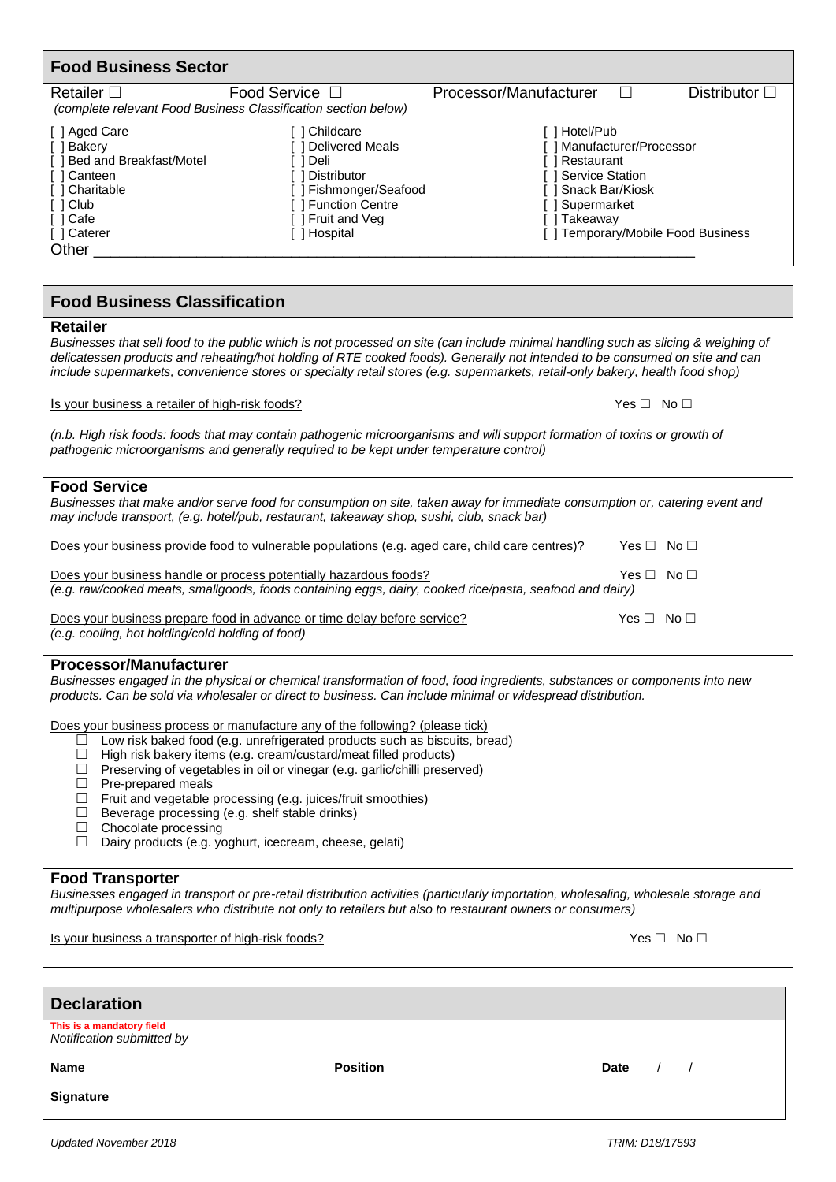## Food Business Sector

Retailer ☐ Food Service ☐ Processor/Manufacturer ☐ Distributor ☐

*(complete relevant Food Business Classification section below)*

- [ ] Aged Care
- [ ] Bakery
- [ ] Bed and Breakfast/Motel
- [ ] Canteen
- [ ] Charitable
- [ ] Club
- [ ] Cafe
- [ ] Caterer
- [ ] Childcare
- [ ] Delivered Meals
- [ ] Deli
- [ ] Distributor
- [ ] Fishmonger/Seafood
- [ ] Function Centre
- [ ] Fruit and Veg
- [ ] Hospital
- [ ] Hotel/Pub
- [ ] Manufacturer/Processor
- [ ] Restaurant
- [ ] Service Station
- [ ] Snack Bar/Kiosk
- [ ] Supermarket
- [ ] Takeaway
- [ ] Temporary/Mobile Food Business

Other ____________________________________________________________________

## Food Business Classification

### Retailer

*Businesses that sell food to the public which is not processed on site (can include minimal handling such as slicing & weighing of delicatessen products and reheating/hot holding of RTE cooked foods). Generally not intended to be consumed on site and can include supermarkets, convenience stores or specialty retail stores (e.g. supermarkets, retail-only bakery, health food shop)*

Is your business a retailer of high-risk foods? Yes ☐ No ☐

*(n.b. High risk foods: foods that may contain pathogenic microorganisms and will support formation of toxins or growth of pathogenic microorganisms and generally required to be kept under temperature control)*

### Food Service

*Businesses that make and/or serve food for consumption on site, taken away for immediate consumption or, catering event and may include transport, (e.g. hotel/pub, restaurant, takeaway shop, sushi, club, snack bar)*

Does your business provide food to vulnerable populations (e.g. aged care, child care centres)? Yes ☐ No ☐

Does your business handle or process potentially hazardous foods? Yes ☐ No ☐
*(e.g. raw/cooked meats, smallgoods, foods containing eggs, dairy, cooked rice/pasta, seafood and dairy)*

Does your business prepare food in advance or time delay before service? Yes ☐ No ☐
*(e.g. cooling, hot holding/cold holding of food)*

### Processor/Manufacturer

*Businesses engaged in the physical or chemical transformation of food, food ingredients, substances or components into new products. Can be sold via wholesaler or direct to business. Can include minimal or widespread distribution.*

Does your business process or manufacture any of the following? (please tick)

- ☐ Low risk baked food (e.g. unrefrigerated products such as biscuits, bread)
- ☐ High risk bakery items (e.g. cream/custard/meat filled products)
- ☐ Preserving of vegetables in oil or vinegar (e.g. garlic/chilli preserved)
- ☐ Pre-prepared meals
- ☐ Fruit and vegetable processing (e.g. juices/fruit smoothies)
- ☐ Beverage processing (e.g. shelf stable drinks)
- ☐ Chocolate processing
- ☐ Dairy products (e.g. yoghurt, icecream, cheese, gelati)

### Food Transporter

*Businesses engaged in transport or pre-retail distribution activities (particularly importation, wholesaling, wholesale storage and multipurpose wholesalers who distribute not only to retailers but also to restaurant owners or consumers)*

Is your business a transporter of high-risk foods? Yes ☐ No ☐

## Declaration

This is a mandatory field

*Notification submitted by*

**Name** **Position** **Date** / /

**Signature**

*Updated November 2018* *TRIM: D18/17593*